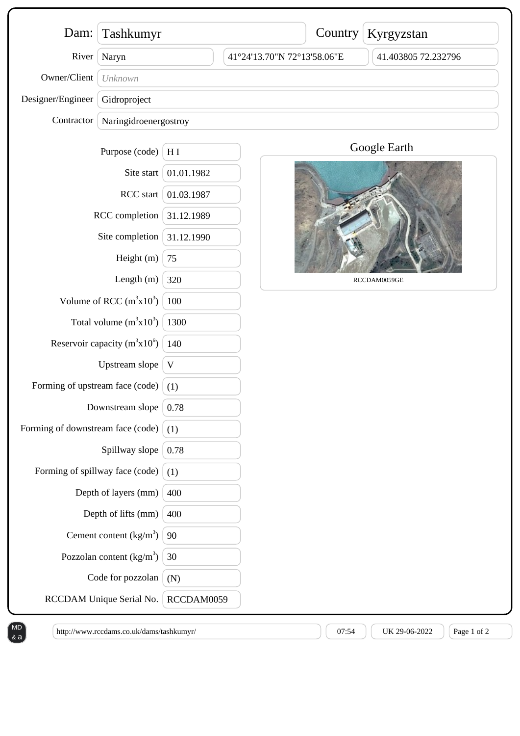| Dam: | Tashkumyr | Country | Kyrgyzstan |
| --- | --- | --- | --- |
| River | Naryn | 41°24'13.70"N 72°13'58.06"E | 41.403805 72.232796 |
| Owner/Client | *Unknown* | | |
| Designer/Engineer | Gidroproject | | |
| Contractor | Naringidroenergostroy | | |

| Field | Value |
| --- | --- |
| Purpose (code) | H I |
| Site start | 01.01.1982 |
| RCC start | 01.03.1987 |
| RCC completion | 31.12.1989 |
| Site completion | 31.12.1990 |
| Height (m) | 75 |
| Length (m) | 320 |
| Volume of RCC ($m^3 x 10^3$) | 100 |
| Total volume ($m^3 x 10^3$) | 1300 |
| Reservoir capacity ($m^3 x 10^6$) | 140 |
| Upstream slope | V |
| Forming of upstream face (code) | (1) |
| Downstream slope | 0.78 |
| Forming of downstream face (code) | (1) |
| Spillway slope | 0.78 |
| Forming of spillway face (code) | (1) |
| Depth of layers (mm) | 400 |
| Depth of lifts (mm) | 400 |
| Cement content ($kg/m^3$) | 90 |
| Pozzolan content ($kg/m^3$) | 30 |
| Code for pozzolan | (N) |
| RCCDAM Unique Serial No. | RCCDAM0059 |

Google Earth

RCCDAM0059GE

http://www.rccdams.co.uk/dams/tashkumyr/ | 07:54 | UK 29-06-2022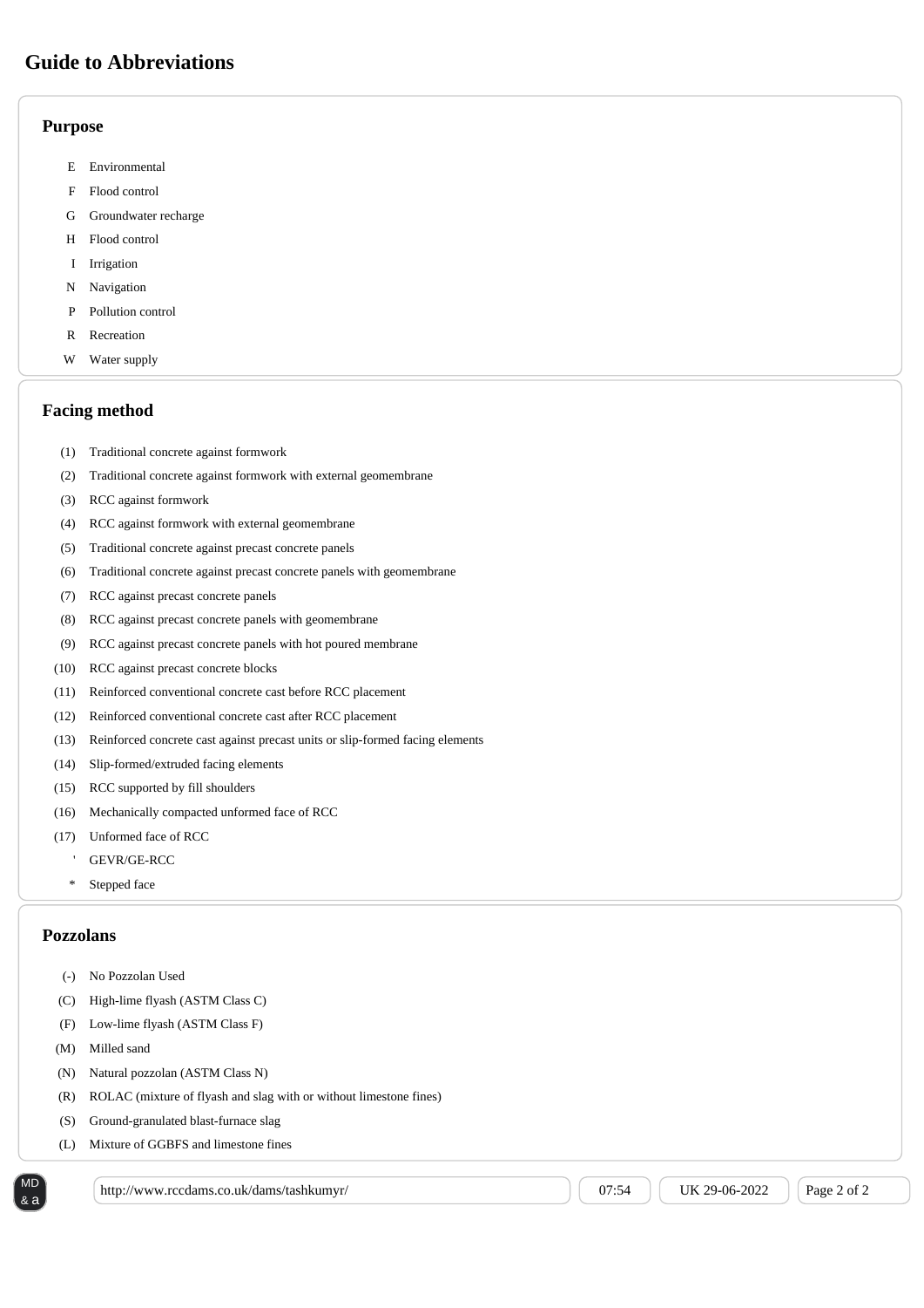# Guide to Abbreviations

## Purpose

- E Environmental
- F Flood control
- G Groundwater recharge
- H Flood control
- I Irrigation
- N Navigation
- P Pollution control
- R Recreation
- W Water supply

## Facing method

- (1) Traditional concrete against formwork
- (2) Traditional concrete against formwork with external geomembrane
- (3) RCC against formwork
- (4) RCC against formwork with external geomembrane
- (5) Traditional concrete against precast concrete panels
- (6) Traditional concrete against precast concrete panels with geomembrane
- (7) RCC against precast concrete panels
- (8) RCC against precast concrete panels with geomembrane
- (9) RCC against precast concrete panels with hot poured membrane
- (10) RCC against precast concrete blocks
- (11) Reinforced conventional concrete cast before RCC placement
- (12) Reinforced conventional concrete cast after RCC placement
- (13) Reinforced concrete cast against precast units or slip-formed facing elements
- (14) Slip-formed/extruded facing elements
- (15) RCC supported by fill shoulders
- (16) Mechanically compacted unformed face of RCC
- (17) Unformed face of RCC
- ' GEVR/GE-RCC
- * Stepped face

## Pozzolans

- (-) No Pozzolan Used
- (C) High-lime flyash (ASTM Class C)
- (F) Low-lime flyash (ASTM Class F)
- (M) Milled sand
- (N) Natural pozzolan (ASTM Class N)
- (R) ROLAC (mixture of flyash and slag with or without limestone fines)
- (S) Ground-granulated blast-furnace slag
- (L) Mixture of GGBFS and limestone fines